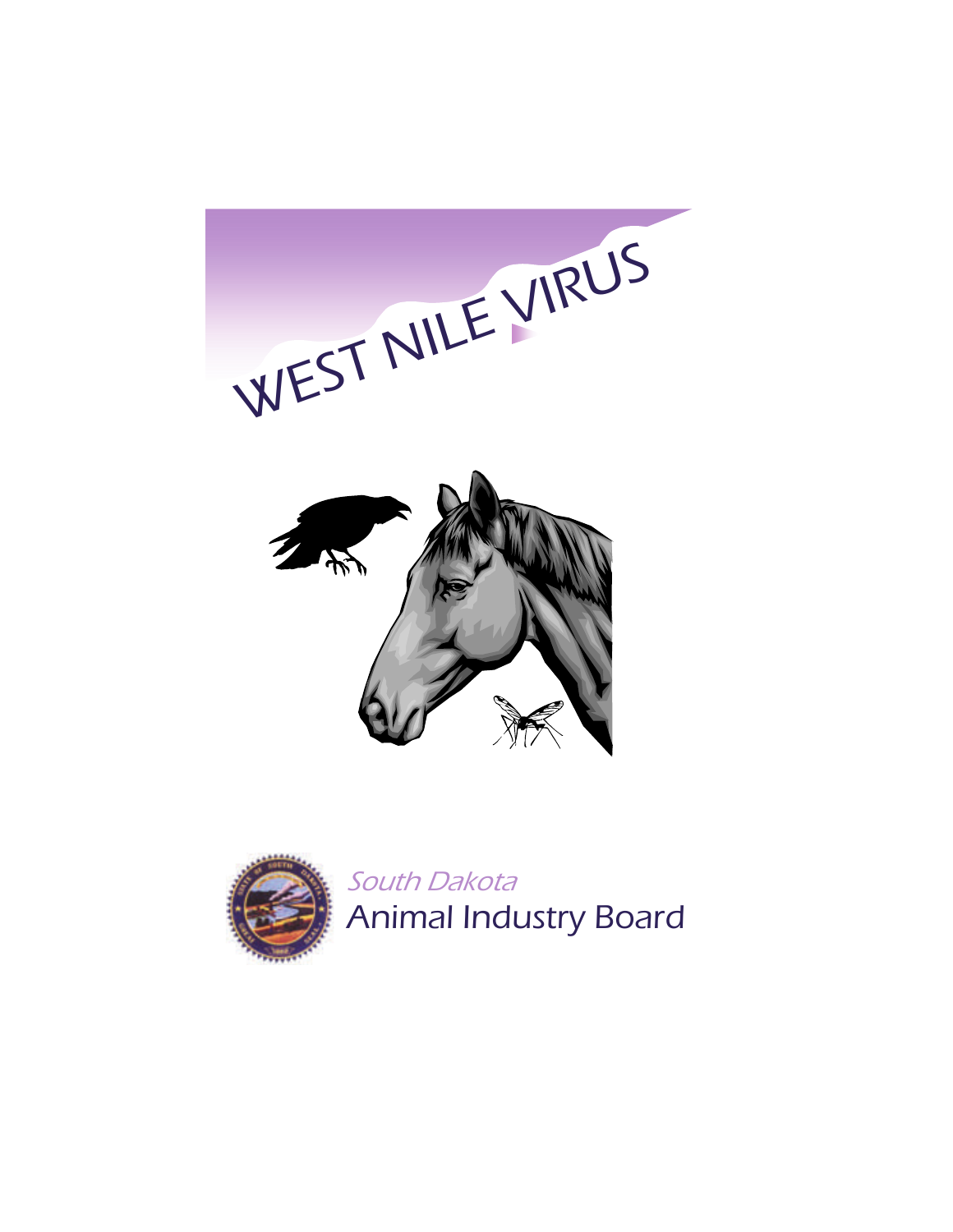# WEST NILE VIRUS

*South Dakota*

Animal Industry Board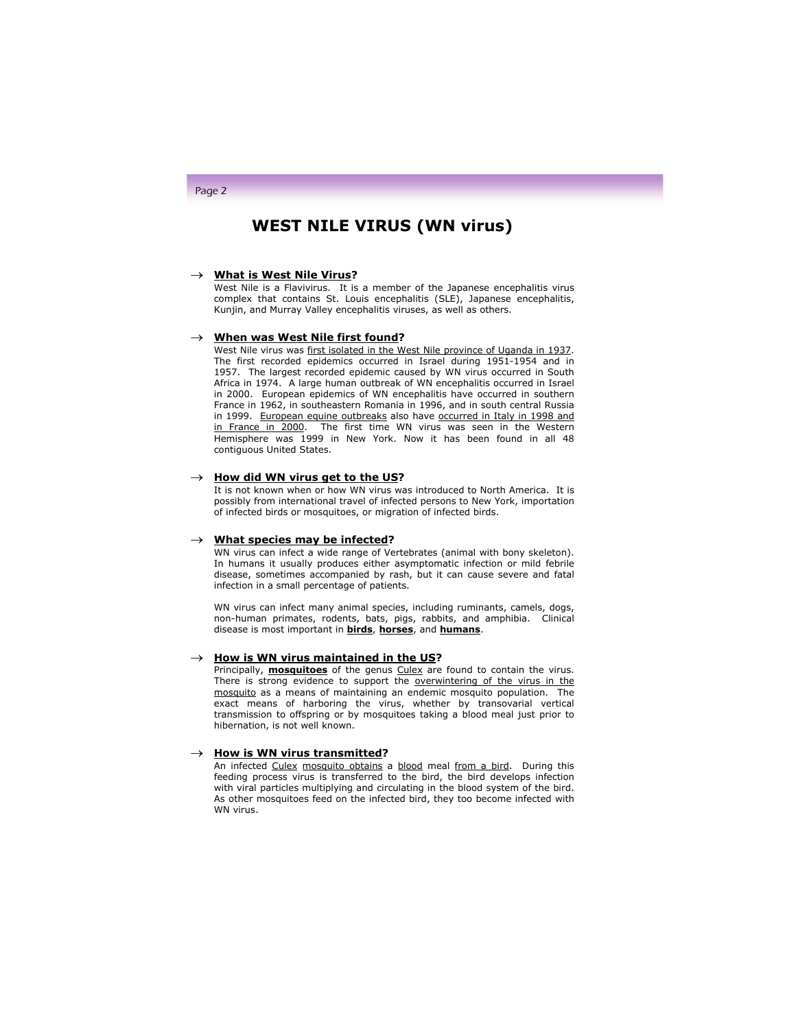# WEST NILE VIRUS (WN virus)

→ **What is West Nile Virus?**

West Nile is a Flavivirus. It is a member of the Japanese encephalitis virus complex that contains St. Louis encephalitis (SLE), Japanese encephalitis, Kunjin, and Murray Valley encephalitis viruses, as well as others.

→ **When was West Nile first found?**

West Nile virus was first isolated in the West Nile province of Uganda in 1937. The first recorded epidemics occurred in Israel during 1951-1954 and in 1957. The largest recorded epidemic caused by WN virus occurred in South Africa in 1974. A large human outbreak of WN encephalitis occurred in Israel in 2000. European epidemics of WN encephalitis have occurred in southern France in 1962, in southeastern Romania in 1996, and in south central Russia in 1999. European equine outbreaks also have occurred in Italy in 1998 and in France in 2000. The first time WN virus was seen in the Western Hemisphere was 1999 in New York. Now it has been found in all 48 contiguous United States.

→ **How did WN virus get to the US?**

It is not known when or how WN virus was introduced to North America. It is possibly from international travel of infected persons to New York, importation of infected birds or mosquitoes, or migration of infected birds.

→ **What species may be infected?**

WN virus can infect a wide range of Vertebrates (animal with bony skeleton). In humans it usually produces either asymptomatic infection or mild febrile disease, sometimes accompanied by rash, but it can cause severe and fatal infection in a small percentage of patients.

WN virus can infect many animal species, including ruminants, camels, dogs, non-human primates, rodents, bats, pigs, rabbits, and amphibia. Clinical disease is most important in **birds**, **horses**, and **humans**.

→ **How is WN virus maintained in the US?**

Principally, **mosquitoes** of the genus Culex are found to contain the virus. There is strong evidence to support the overwintering of the virus in the mosquito as a means of maintaining an endemic mosquito population. The exact means of harboring the virus, whether by transovarial vertical transmission to offspring or by mosquitoes taking a blood meal just prior to hibernation, is not well known.

→ **How is WN virus transmitted?**

An infected Culex mosquito obtains a blood meal from a bird. During this feeding process virus is transferred to the bird, the bird develops infection with viral particles multiplying and circulating in the blood system of the bird. As other mosquitoes feed on the infected bird, they too become infected with WN virus.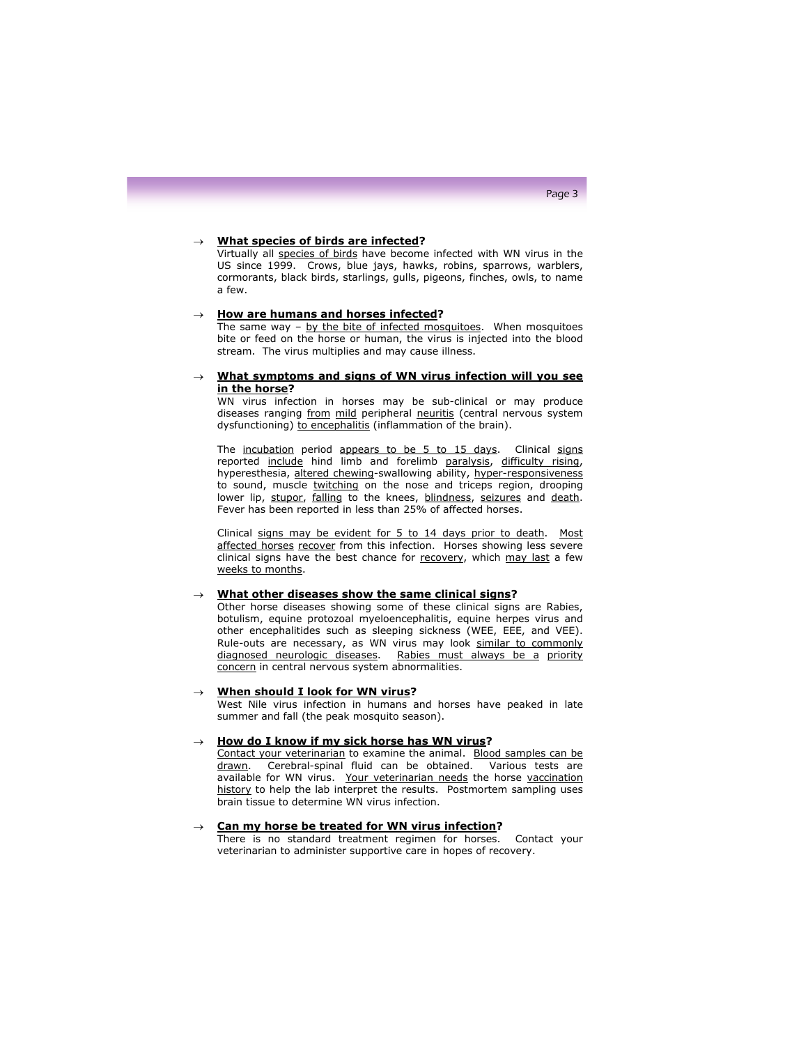→ **What species of birds are infected?**

Virtually all species of birds have become infected with WN virus in the US since 1999. Crows, blue jays, hawks, robins, sparrows, warblers, cormorants, black birds, starlings, gulls, pigeons, finches, owls, to name a few.

→ **How are humans and horses infected?**

The same way – by the bite of infected mosquitoes. When mosquitoes bite or feed on the horse or human, the virus is injected into the blood stream. The virus multiplies and may cause illness.

→ **What symptoms and signs of WN virus infection will you see in the horse?**

WN virus infection in horses may be sub-clinical or may produce diseases ranging from mild peripheral neuritis (central nervous system dysfunctioning) to encephalitis (inflammation of the brain).

The incubation period appears to be 5 to 15 days. Clinical signs reported include hind limb and forelimb paralysis, difficulty rising, hyperesthesia, altered chewing-swallowing ability, hyper-responsiveness to sound, muscle twitching on the nose and triceps region, drooping lower lip, stupor, falling to the knees, blindness, seizures and death. Fever has been reported in less than 25% of affected horses.

Clinical signs may be evident for 5 to 14 days prior to death. Most affected horses recover from this infection. Horses showing less severe clinical signs have the best chance for recovery, which may last a few weeks to months.

→ **What other diseases show the same clinical signs?**

Other horse diseases showing some of these clinical signs are Rabies, botulism, equine protozoal myeloencephalitis, equine herpes virus and other encephalitides such as sleeping sickness (WEE, EEE, and VEE). Rule-outs are necessary, as WN virus may look similar to commonly diagnosed neurologic diseases. Rabies must always be a priority concern in central nervous system abnormalities.

→ **When should I look for WN virus?**

West Nile virus infection in humans and horses have peaked in late summer and fall (the peak mosquito season).

→ **How do I know if my sick horse has WN virus?**

Contact your veterinarian to examine the animal. Blood samples can be drawn. Cerebral-spinal fluid can be obtained. Various tests are available for WN virus. Your veterinarian needs the horse vaccination history to help the lab interpret the results. Postmortem sampling uses brain tissue to determine WN virus infection.

→ **Can my horse be treated for WN virus infection?**

There is no standard treatment regimen for horses. Contact your veterinarian to administer supportive care in hopes of recovery.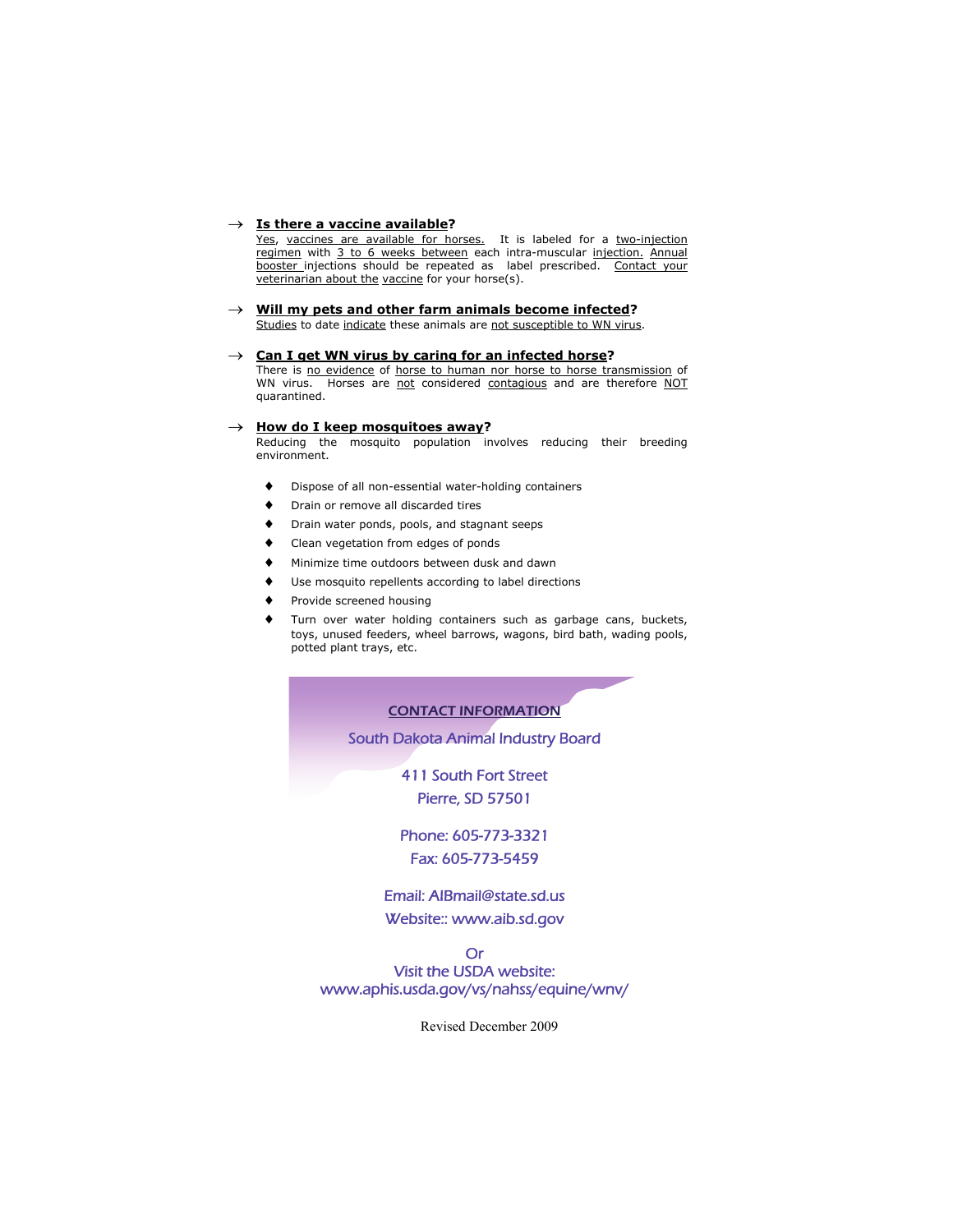→ **Is there a vaccine available?**

Yes, vaccines are available for horses. It is labeled for a two-injection regimen with 3 to 6 weeks between each intra-muscular injection. Annual booster injections should be repeated as label prescribed. Contact your veterinarian about the vaccine for your horse(s).

→ **Will my pets and other farm animals become infected?**

Studies to date indicate these animals are not susceptible to WN virus.

→ **Can I get WN virus by caring for an infected horse?**

There is no evidence of horse to human nor horse to horse transmission of WN virus. Horses are not considered contagious and are therefore NOT quarantined.

→ **How do I keep mosquitoes away?**

Reducing the mosquito population involves reducing their breeding environment.

- Dispose of all non-essential water-holding containers
- Drain or remove all discarded tires
- Drain water ponds, pools, and stagnant seeps
- Clean vegetation from edges of ponds
- Minimize time outdoors between dusk and dawn
- Use mosquito repellents according to label directions
- Provide screened housing
- Turn over water holding containers such as garbage cans, buckets, toys, unused feeders, wheel barrows, wagons, bird bath, wading pools, potted plant trays, etc.

**CONTACT INFORMATION**

South Dakota Animal Industry Board

411 South Fort Street
Pierre, SD 57501

Phone: 605-773-3321
Fax: 605-773-5459

Email: AIBmail@state.sd.us
Website:: www.aib.sd.gov

Or
Visit the USDA website:
www.aphis.usda.gov/vs/nahss/equine/wnv/

Revised December 2009